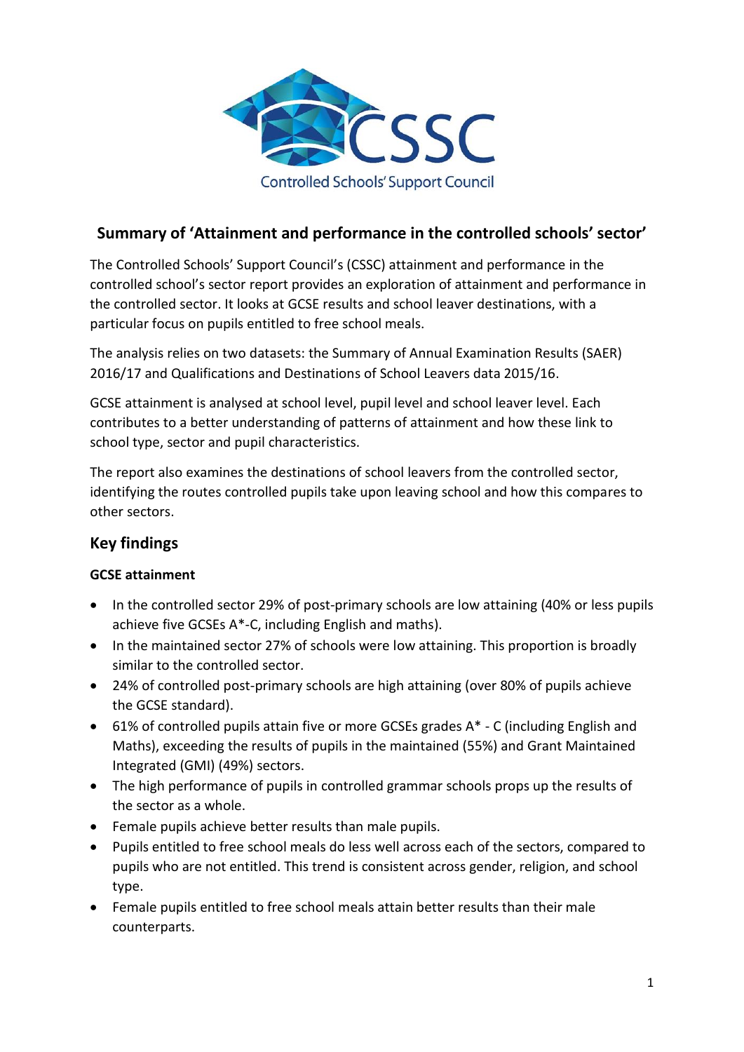CSSC

Controlled Schools' Support Council

## Summary of 'Attainment and performance in the controlled schools' sector'

The Controlled Schools' Support Council's (CSSC) attainment and performance in the controlled school's sector report provides an exploration of attainment and performance in the controlled sector. It looks at GCSE results and school leaver destinations, with a particular focus on pupils entitled to free school meals.

The analysis relies on two datasets: the Summary of Annual Examination Results (SAER) 2016/17 and Qualifications and Destinations of School Leavers data 2015/16.

GCSE attainment is analysed at school level, pupil level and school leaver level. Each contributes to a better understanding of patterns of attainment and how these link to school type, sector and pupil characteristics.

The report also examines the destinations of school leavers from the controlled sector, identifying the routes controlled pupils take upon leaving school and how this compares to other sectors.

## Key findings

### GCSE attainment

- In the controlled sector 29% of post-primary schools are low attaining (40% or less pupils achieve five GCSEs A*-C, including English and maths).
- In the maintained sector 27% of schools were low attaining. This proportion is broadly similar to the controlled sector.
- 24% of controlled post-primary schools are high attaining (over 80% of pupils achieve the GCSE standard).
- 61% of controlled pupils attain five or more GCSEs grades A* - C (including English and Maths), exceeding the results of pupils in the maintained (55%) and Grant Maintained Integrated (GMI) (49%) sectors.
- The high performance of pupils in controlled grammar schools props up the results of the sector as a whole.
- Female pupils achieve better results than male pupils.
- Pupils entitled to free school meals do less well across each of the sectors, compared to pupils who are not entitled. This trend is consistent across gender, religion, and school type.
- Female pupils entitled to free school meals attain better results than their male counterparts.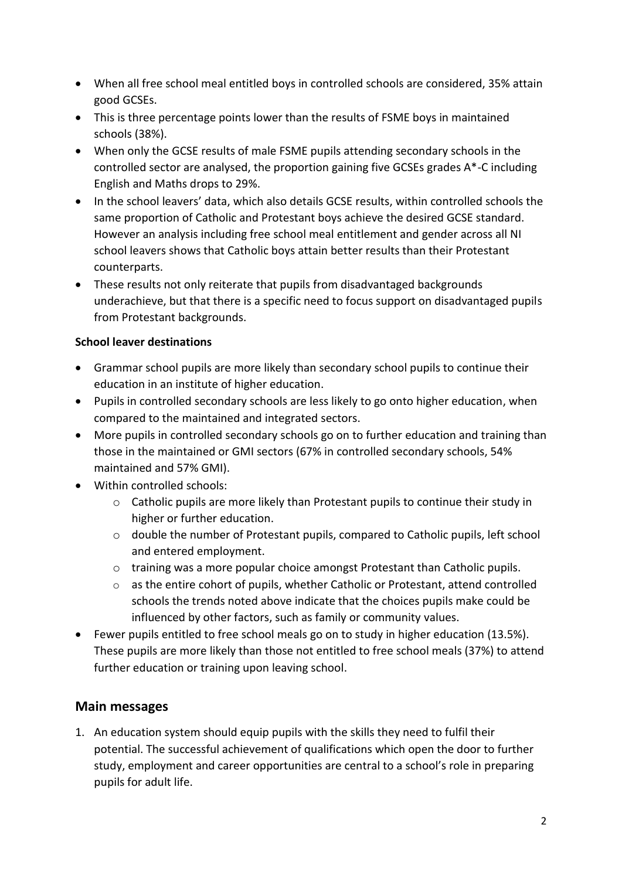- When all free school meal entitled boys in controlled schools are considered, 35% attain good GCSEs.
- This is three percentage points lower than the results of FSME boys in maintained schools (38%).
- When only the GCSE results of male FSME pupils attending secondary schools in the controlled sector are analysed, the proportion gaining five GCSEs grades A*-C including English and Maths drops to 29%.
- In the school leavers' data, which also details GCSE results, within controlled schools the same proportion of Catholic and Protestant boys achieve the desired GCSE standard. However an analysis including free school meal entitlement and gender across all NI school leavers shows that Catholic boys attain better results than their Protestant counterparts.
- These results not only reiterate that pupils from disadvantaged backgrounds underachieve, but that there is a specific need to focus support on disadvantaged pupils from Protestant backgrounds.

**School leaver destinations**

- Grammar school pupils are more likely than secondary school pupils to continue their education in an institute of higher education.
- Pupils in controlled secondary schools are less likely to go onto higher education, when compared to the maintained and integrated sectors.
- More pupils in controlled secondary schools go on to further education and training than those in the maintained or GMI sectors (67% in controlled secondary schools, 54% maintained and 57% GMI).
- Within controlled schools:
    - Catholic pupils are more likely than Protestant pupils to continue their study in higher or further education.
    - double the number of Protestant pupils, compared to Catholic pupils, left school and entered employment.
    - training was a more popular choice amongst Protestant than Catholic pupils.
    - as the entire cohort of pupils, whether Catholic or Protestant, attend controlled schools the trends noted above indicate that the choices pupils make could be influenced by other factors, such as family or community values.
- Fewer pupils entitled to free school meals go on to study in higher education (13.5%). These pupils are more likely than those not entitled to free school meals (37%) to attend further education or training upon leaving school.

## Main messages

1. An education system should equip pupils with the skills they need to fulfil their potential. The successful achievement of qualifications which open the door to further study, employment and career opportunities are central to a school's role in preparing pupils for adult life.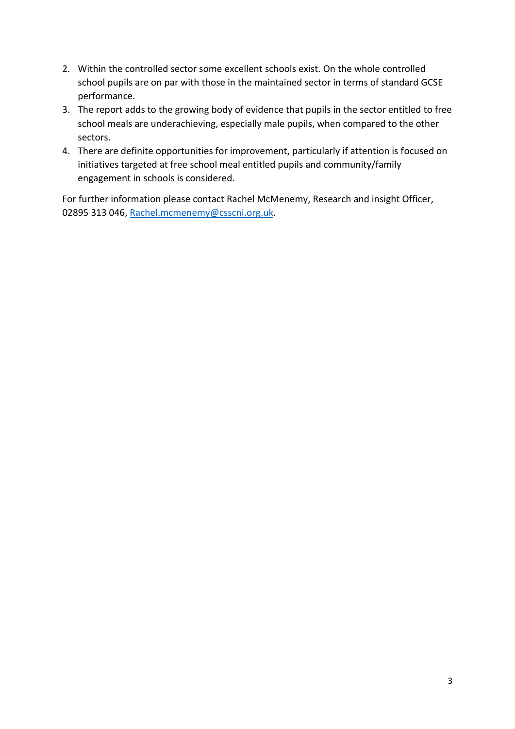2. Within the controlled sector some excellent schools exist. On the whole controlled school pupils are on par with those in the maintained sector in terms of standard GCSE performance.
3. The report adds to the growing body of evidence that pupils in the sector entitled to free school meals are underachieving, especially male pupils, when compared to the other sectors.
4. There are definite opportunities for improvement, particularly if attention is focused on initiatives targeted at free school meal entitled pupils and community/family engagement in schools is considered.

For further information please contact Rachel McMenemy, Research and insight Officer, 02895 313 046, Rachel.mcmenemy@csscni.org.uk.